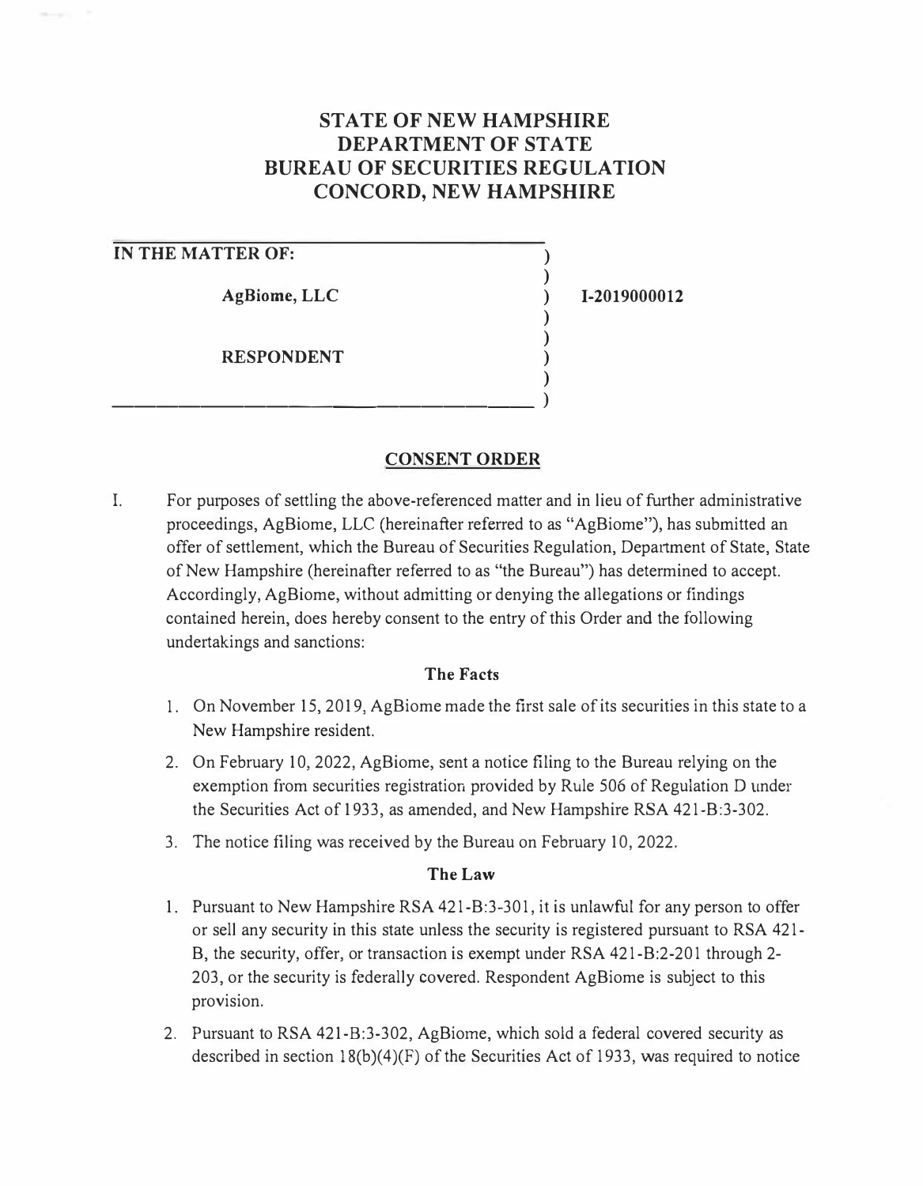# STATE OF NEW HAMPSHIRE
# DEPARTMENT OF STATE
# BUREAU OF SECURITIES REGULATION
# CONCORD, NEW HAMPSHIRE

**IN THE MATTER OF:**

**AgBiome, LLC** **I-2019000012**

**RESPONDENT**

## CONSENT ORDER

I. For purposes of settling the above-referenced matter and in lieu of further administrative proceedings, AgBiome, LLC (hereinafter referred to as "AgBiome"), has submitted an offer of settlement, which the Bureau of Securities Regulation, Department of State, State of New Hampshire (hereinafter referred to as "the Bureau") has determined to accept. Accordingly, AgBiome, without admitting or denying the allegations or findings contained herein, does hereby consent to the entry of this Order and the following undertakings and sanctions:

### The Facts

1. On November 15, 2019, AgBiome made the first sale of its securities in this state to a New Hampshire resident.
2. On February 10, 2022, AgBiome, sent a notice filing to the Bureau relying on the exemption from securities registration provided by Rule 506 of Regulation D under the Securities Act of 1933, as amended, and New Hampshire RSA 421-B:3-302.
3. The notice filing was received by the Bureau on February 10, 2022.

### The Law

1. Pursuant to New Hampshire RSA 421-B:3-301, it is unlawful for any person to offer or sell any security in this state unless the security is registered pursuant to RSA 421-B, the security, offer, or transaction is exempt under RSA 421-B:2-201 through 2-203, or the security is federally covered. Respondent AgBiome is subject to this provision.
2. Pursuant to RSA 421-B:3-302, AgBiome, which sold a federal covered security as described in section 18(b)(4)(F) of the Securities Act of 1933, was required to notice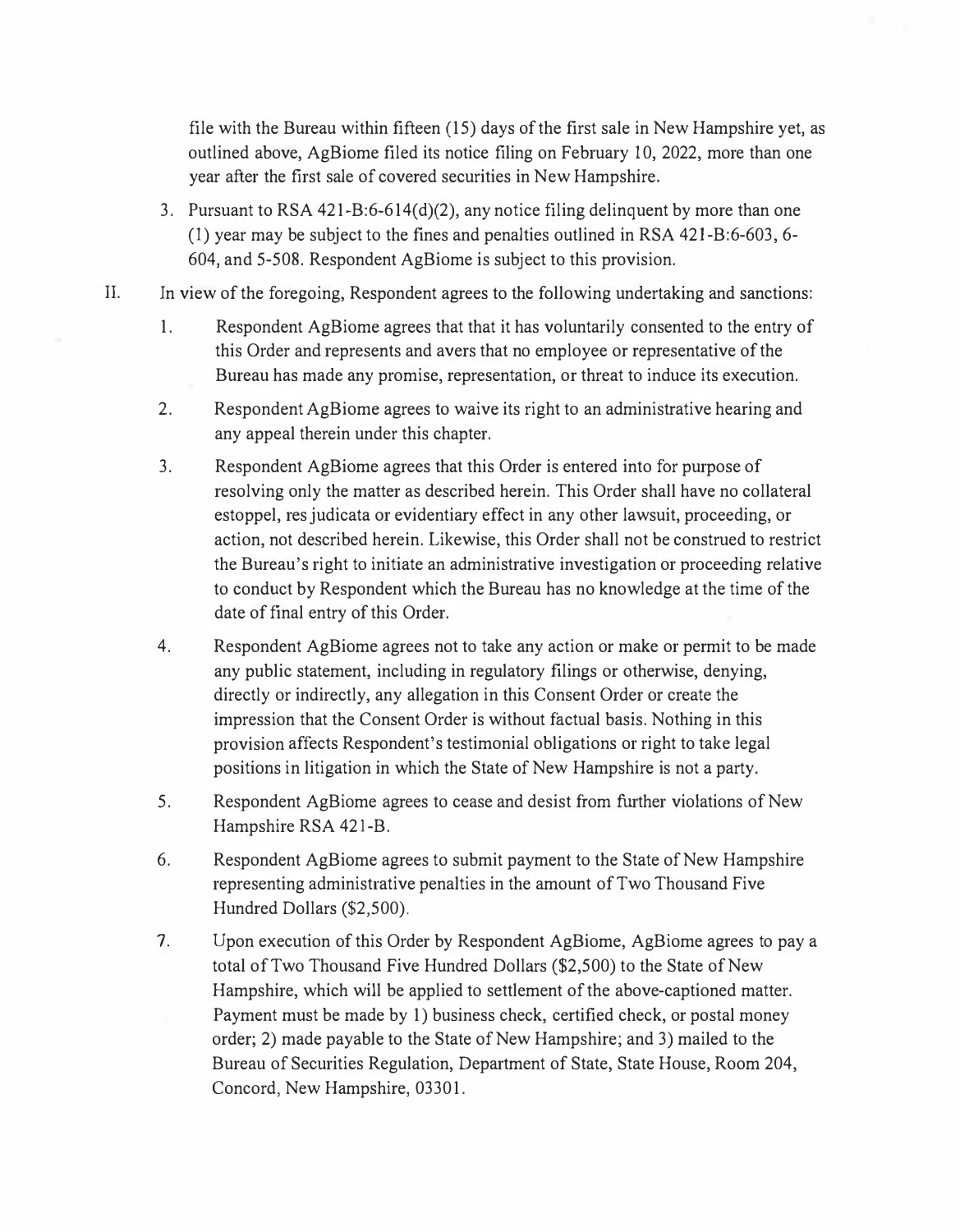file with the Bureau within fifteen (15) days of the first sale in New Hampshire yet, as outlined above, AgBiome filed its notice filing on February 10, 2022, more than one year after the first sale of covered securities in New Hampshire.

3. Pursuant to RSA 421-B:6-614(d)(2), any notice filing delinquent by more than one (1) year may be subject to the fines and penalties outlined in RSA 421-B:6-603, 6-604, and 5-508. Respondent AgBiome is subject to this provision.

II. In view of the foregoing, Respondent agrees to the following undertaking and sanctions:

1. Respondent AgBiome agrees that that it has voluntarily consented to the entry of this Order and represents and avers that no employee or representative of the Bureau has made any promise, representation, or threat to induce its execution.

2. Respondent AgBiome agrees to waive its right to an administrative hearing and any appeal therein under this chapter.

3. Respondent AgBiome agrees that this Order is entered into for purpose of resolving only the matter as described herein. This Order shall have no collateral estoppel, res judicata or evidentiary effect in any other lawsuit, proceeding, or action, not described herein. Likewise, this Order shall not be construed to restrict the Bureau's right to initiate an administrative investigation or proceeding relative to conduct by Respondent which the Bureau has no knowledge at the time of the date of final entry of this Order.

4. Respondent AgBiome agrees not to take any action or make or permit to be made any public statement, including in regulatory filings or otherwise, denying, directly or indirectly, any allegation in this Consent Order or create the impression that the Consent Order is without factual basis. Nothing in this provision affects Respondent's testimonial obligations or right to take legal positions in litigation in which the State of New Hampshire is not a party.

5. Respondent AgBiome agrees to cease and desist from further violations of New Hampshire RSA 421-B.

6. Respondent AgBiome agrees to submit payment to the State of New Hampshire representing administrative penalties in the amount of Two Thousand Five Hundred Dollars ($2,500).

7. Upon execution of this Order by Respondent AgBiome, AgBiome agrees to pay a total of Two Thousand Five Hundred Dollars ($2,500) to the State of New Hampshire, which will be applied to settlement of the above-captioned matter. Payment must be made by 1) business check, certified check, or postal money order; 2) made payable to the State of New Hampshire; and 3) mailed to the Bureau of Securities Regulation, Department of State, State House, Room 204, Concord, New Hampshire, 03301.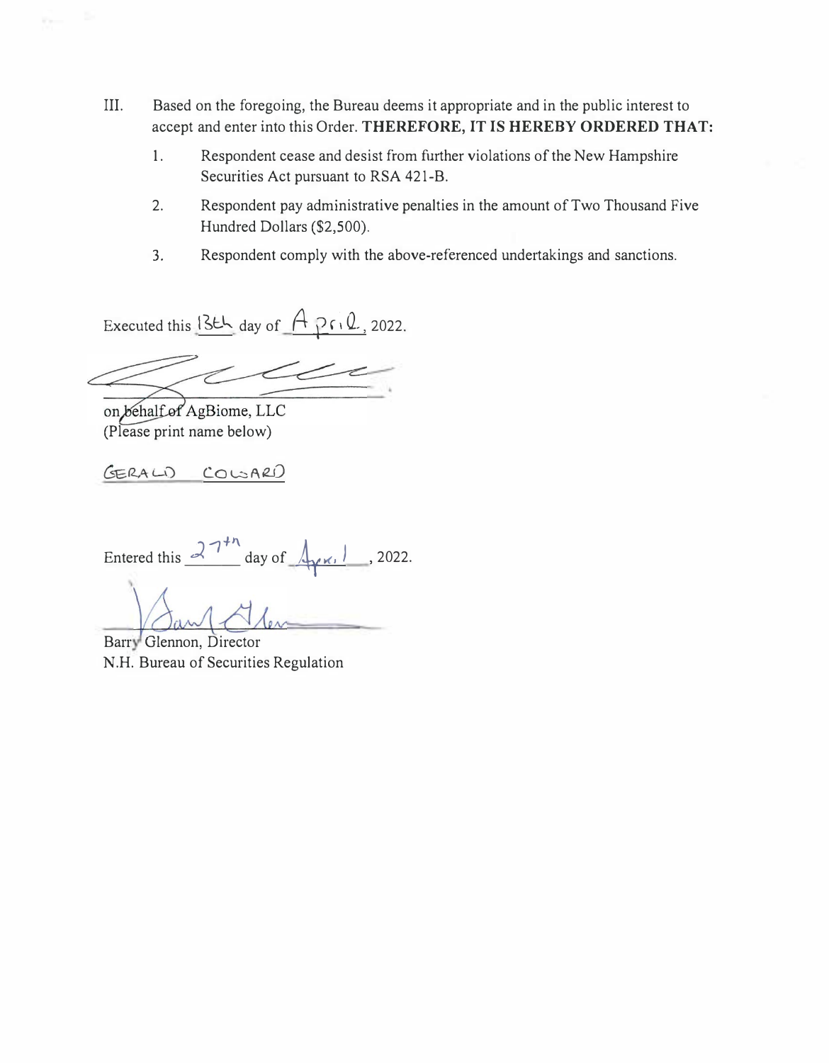III. Based on the foregoing, the Bureau deems it appropriate and in the public interest to accept and enter into this Order. **THEREFORE, IT IS HEREBY ORDERED THAT:**

1. Respondent cease and desist from further violations of the New Hampshire Securities Act pursuant to RSA 421-B.
2. Respondent pay administrative penalties in the amount of Two Thousand Five Hundred Dollars ($2,500).
3. Respondent comply with the above-referenced undertakings and sanctions.

Executed this 13th day of April, 2022.

on behalf of AgBiome, LLC
(Please print name below)

GERALD COWARD

Entered this 27th day of April, 2022.

Barry Glennon, Director
N.H. Bureau of Securities Regulation